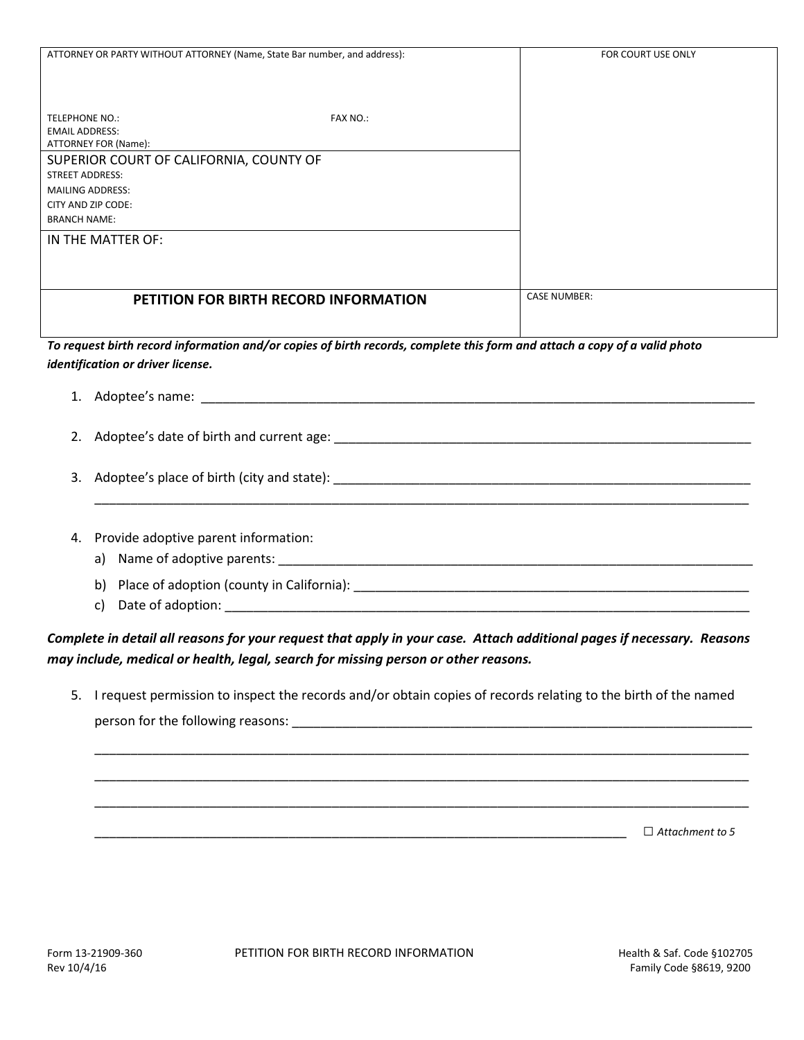| ATTORNEY OR PARTY WITHOUT ATTORNEY (Name, State Bar number, and address): | FOR COURT USE ONLY |
| --- | --- |
| TELEPHONE NO.: FAX NO.:<br>EMAIL ADDRESS:<br>ATTORNEY FOR (Name): | |
| SUPERIOR COURT OF CALIFORNIA, COUNTY OF<br>STREET ADDRESS:<br>MAILING ADDRESS:<br>CITY AND ZIP CODE:<br>BRANCH NAME: | |
| IN THE MATTER OF: | |
| **PETITION FOR BIRTH RECORD INFORMATION** | CASE NUMBER: |

***To request birth record information and/or copies of birth records, complete this form and attach a copy of a valid photo identification or driver license.***

1. Adoptee's name: ______________________________________________________________________________

2. Adoptee's date of birth and current age: ____________________________________________________________

3. Adoptee's place of birth (city and state): ____________________________________________________________
   ______________________________________________________________________________________________

4. Provide adoptive parent information:
   a) Name of adoptive parents: __________________________________________________________________
   b) Place of adoption (county in California): ______________________________________________________
   c) Date of adoption: _________________________________________________________________________

***Complete in detail all reasons for your request that apply in your case. Attach additional pages if necessary. Reasons may include, medical or health, legal, search for missing person or other reasons.***

5. I request permission to inspect the records and/or obtain copies of records relating to the birth of the named person for the following reasons: ________________________________________________________________
   ______________________________________________________________________________________________
   ______________________________________________________________________________________________
   ______________________________________________________________________________________________
   ___________________________________________________________________________ ☐ *Attachment to 5*

Form 13-21909-360
Rev 10/4/16

PETITION FOR BIRTH RECORD INFORMATION

Health & Saf. Code §102705
Family Code §8619, 9200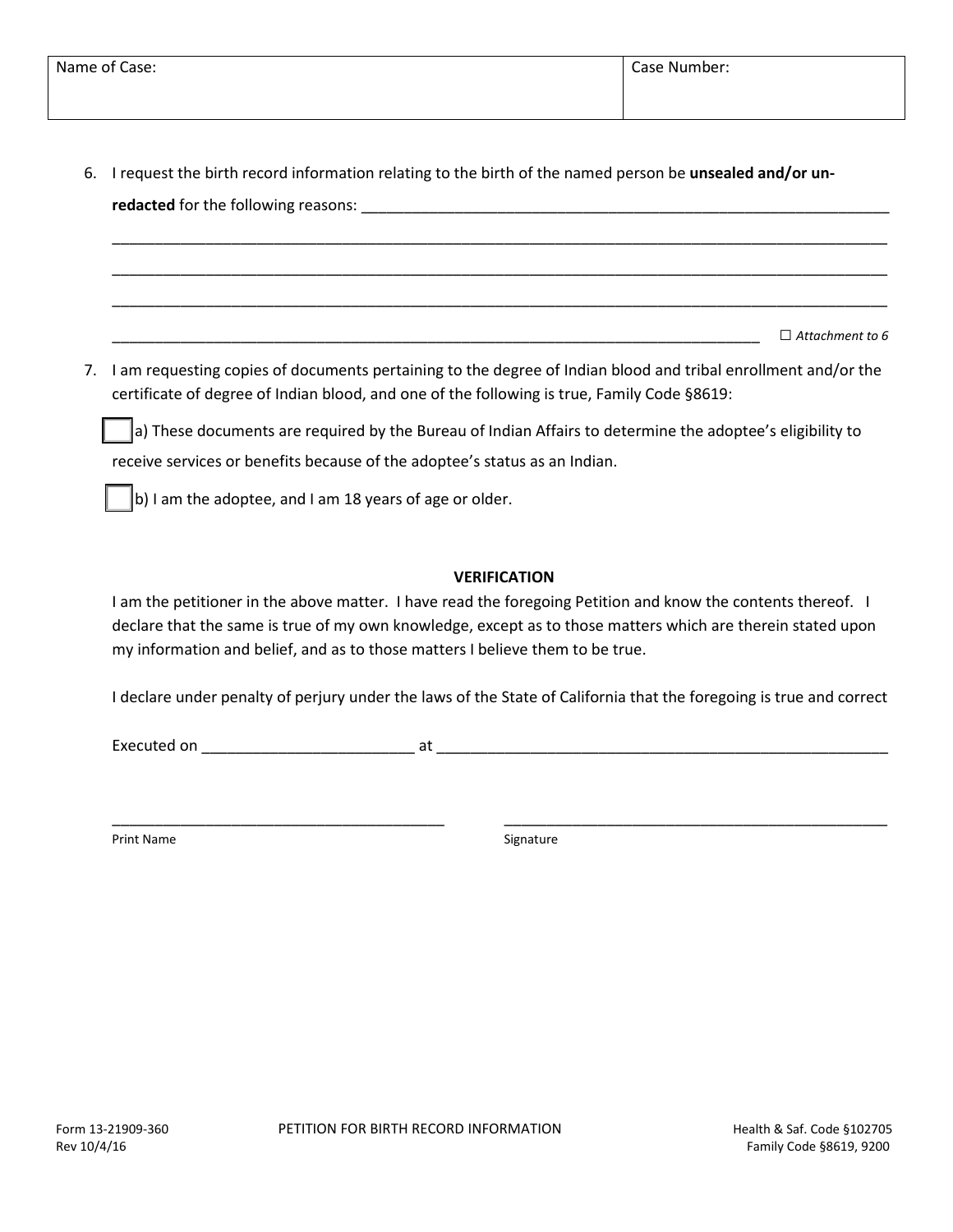| Name of Case: | Case Number: |
|---|---|
| | |

6. I request the birth record information relating to the birth of the named person be **unsealed and/or un-redacted** for the following reasons: ___________________________________________________________________

_______________________________________________________________________________________________

_______________________________________________________________________________________________

_______________________________________________________________________________________________

_________________________________________________________________________________ ☐ *Attachment to 6*

7. I am requesting copies of documents pertaining to the degree of Indian blood and tribal enrollment and/or the certificate of degree of Indian blood, and one of the following is true, Family Code §8619:

☐ a) These documents are required by the Bureau of Indian Affairs to determine the adoptee's eligibility to receive services or benefits because of the adoptee's status as an Indian.

☐ b) I am the adoptee, and I am 18 years of age or older.

**VERIFICATION**

I am the petitioner in the above matter. I have read the foregoing Petition and know the contents thereof. I declare that the same is true of my own knowledge, except as to those matters which are therein stated upon my information and belief, and as to those matters I believe them to be true.

I declare under penalty of perjury under the laws of the State of California that the foregoing is true and correct

Executed on _________________________ at _______________________________________________________

_________________________________________ _________________________________________________

Print Name Signature

Form 13-21909-360
Rev 10/4/16

PETITION FOR BIRTH RECORD INFORMATION

Health & Saf. Code §102705
Family Code §8619, 9200